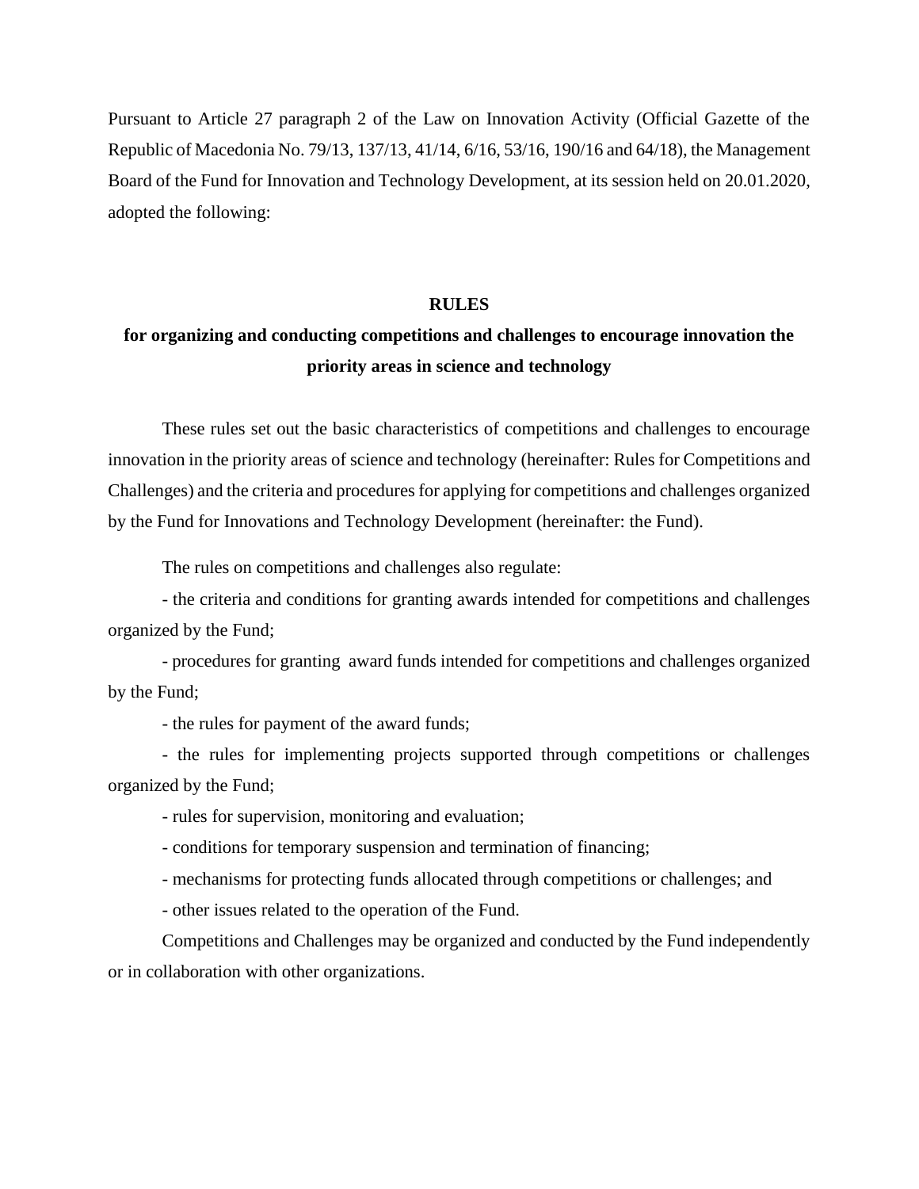Pursuant to Article 27 paragraph 2 of the Law on Innovation Activity (Official Gazette of the Republic of Macedonia No. 79/13, 137/13, 41/14, 6/16, 53/16, 190/16 and 64/18), the Management Board of the Fund for Innovation and Technology Development, at its session held on 20.01.2020, adopted the following:

# RULES

## for organizing and conducting competitions and challenges to encourage innovation the priority areas in science and technology

These rules set out the basic characteristics of competitions and challenges to encourage innovation in the priority areas of science and technology (hereinafter: Rules for Competitions and Challenges) and the criteria and procedures for applying for competitions and challenges organized by the Fund for Innovations and Technology Development (hereinafter: the Fund).

The rules on competitions and challenges also regulate:

- the criteria and conditions for granting awards intended for competitions and challenges organized by the Fund;
- procedures for granting award funds intended for competitions and challenges organized by the Fund;
- the rules for payment of the award funds;
- the rules for implementing projects supported through competitions or challenges organized by the Fund;
- rules for supervision, monitoring and evaluation;
- conditions for temporary suspension and termination of financing;
- mechanisms for protecting funds allocated through competitions or challenges; and
- other issues related to the operation of the Fund.

Competitions and Challenges may be organized and conducted by the Fund independently or in collaboration with other organizations.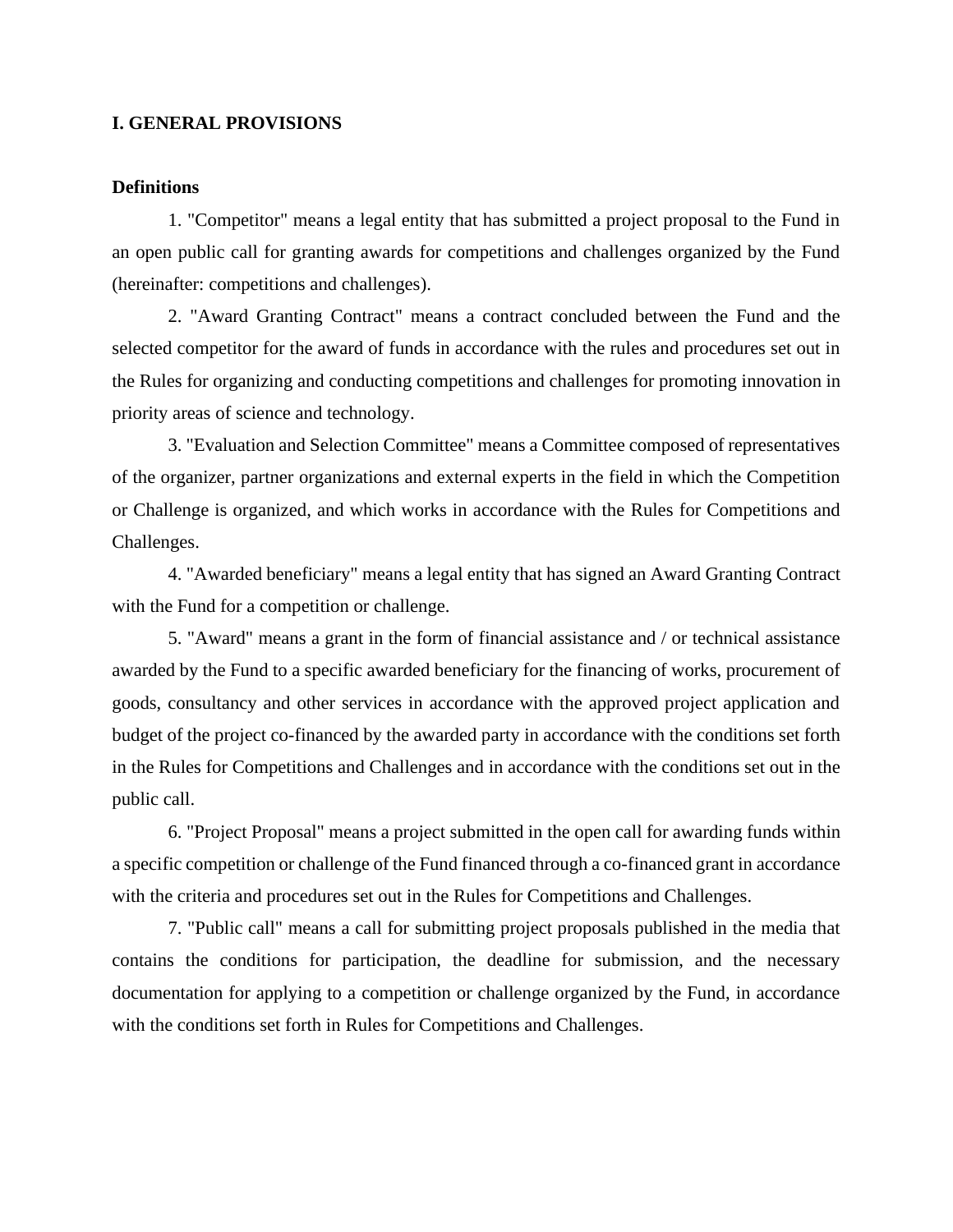# I. GENERAL PROVISIONS

**Definitions**

1. "Competitor" means a legal entity that has submitted a project proposal to the Fund in an open public call for granting awards for competitions and challenges organized by the Fund (hereinafter: competitions and challenges).

2. "Award Granting Contract" means a contract concluded between the Fund and the selected competitor for the award of funds in accordance with the rules and procedures set out in the Rules for organizing and conducting competitions and challenges for promoting innovation in priority areas of science and technology.

3. "Evaluation and Selection Committee" means a Committee composed of representatives of the organizer, partner organizations and external experts in the field in which the Competition or Challenge is organized, and which works in accordance with the Rules for Competitions and Challenges.

4. "Awarded beneficiary" means a legal entity that has signed an Award Granting Contract with the Fund for a competition or challenge.

5. "Award" means a grant in the form of financial assistance and / or technical assistance awarded by the Fund to a specific awarded beneficiary for the financing of works, procurement of goods, consultancy and other services in accordance with the approved project application and budget of the project co-financed by the awarded party in accordance with the conditions set forth in the Rules for Competitions and Challenges and in accordance with the conditions set out in the public call.

6. "Project Proposal" means a project submitted in the open call for awarding funds within a specific competition or challenge of the Fund financed through a co-financed grant in accordance with the criteria and procedures set out in the Rules for Competitions and Challenges.

7. "Public call" means a call for submitting project proposals published in the media that contains the conditions for participation, the deadline for submission, and the necessary documentation for applying to a competition or challenge organized by the Fund, in accordance with the conditions set forth in Rules for Competitions and Challenges.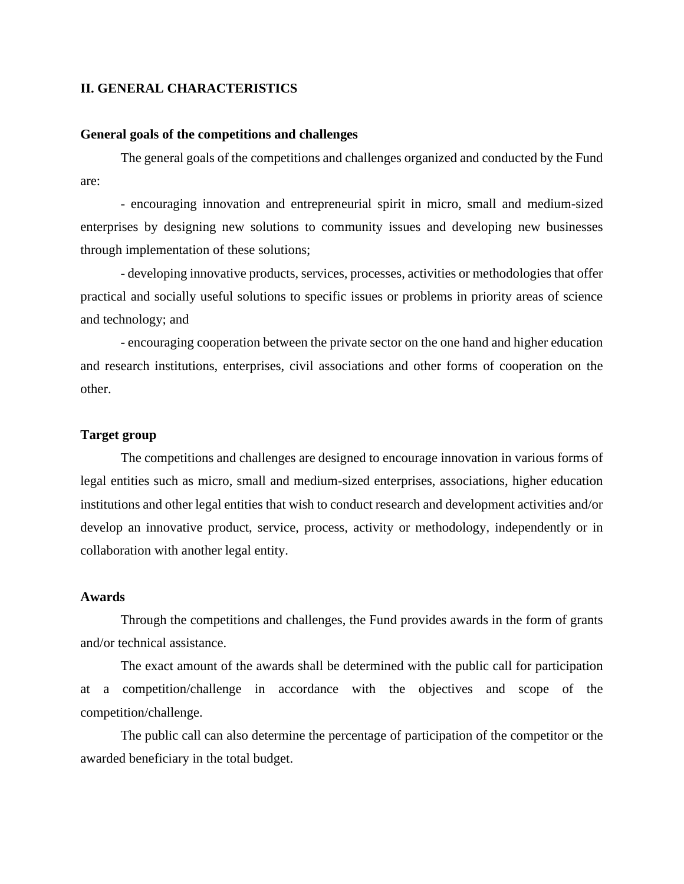## II. GENERAL CHARACTERISTICS

### General goals of the competitions and challenges

The general goals of the competitions and challenges organized and conducted by the Fund are:

- encouraging innovation and entrepreneurial spirit in micro, small and medium-sized enterprises by designing new solutions to community issues and developing new businesses through implementation of these solutions;

- developing innovative products, services, processes, activities or methodologies that offer practical and socially useful solutions to specific issues or problems in priority areas of science and technology; and

- encouraging cooperation between the private sector on the one hand and higher education and research institutions, enterprises, civil associations and other forms of cooperation on the other.

### Target group

The competitions and challenges are designed to encourage innovation in various forms of legal entities such as micro, small and medium-sized enterprises, associations, higher education institutions and other legal entities that wish to conduct research and development activities and/or develop an innovative product, service, process, activity or methodology, independently or in collaboration with another legal entity.

### Awards

Through the competitions and challenges, the Fund provides awards in the form of grants and/or technical assistance.

The exact amount of the awards shall be determined with the public call for participation at a competition/challenge in accordance with the objectives and scope of the competition/challenge.

The public call can also determine the percentage of participation of the competitor or the awarded beneficiary in the total budget.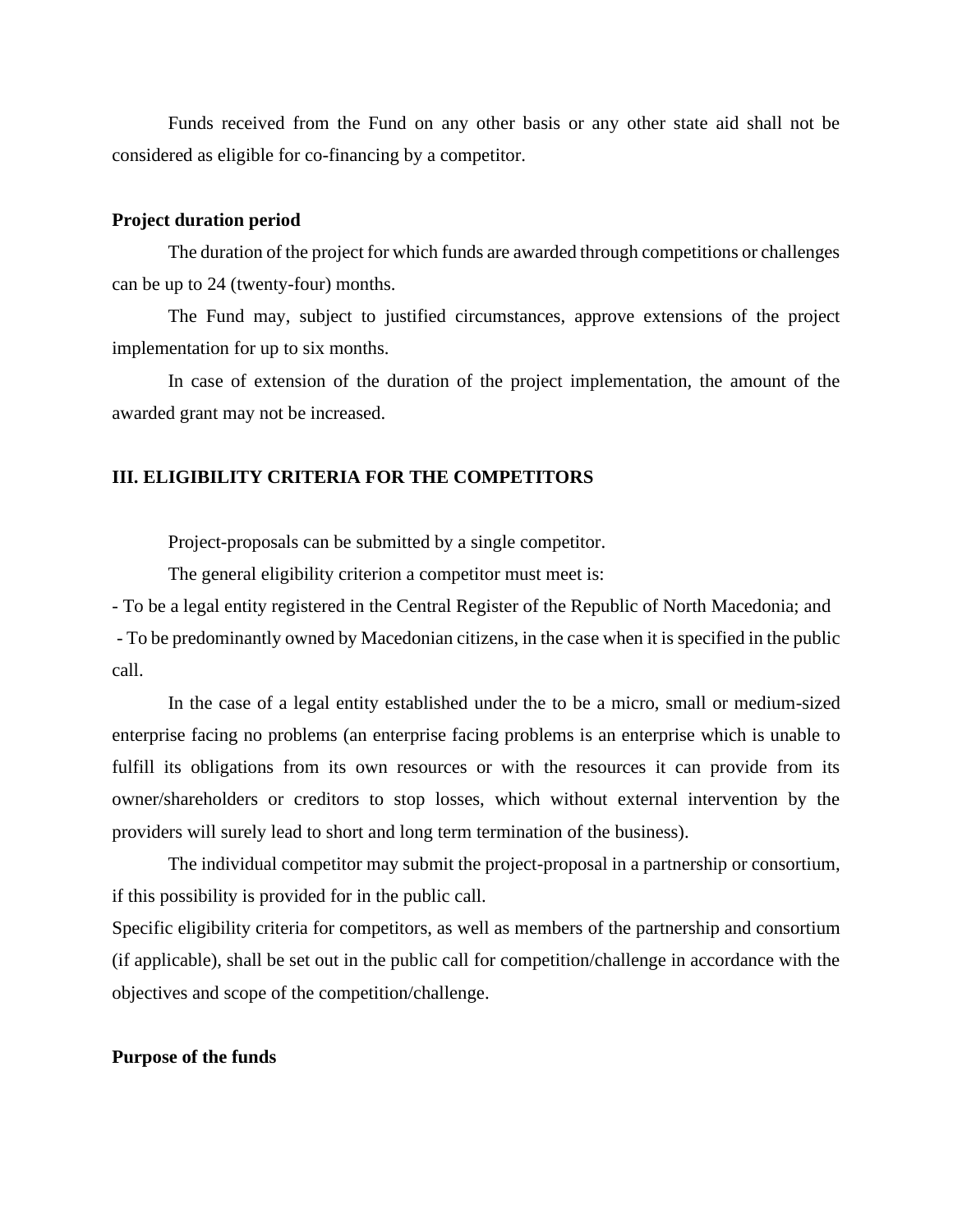Funds received from the Fund on any other basis or any other state aid shall not be considered as eligible for co-financing by a competitor.

**Project duration period**

The duration of the project for which funds are awarded through competitions or challenges can be up to 24 (twenty-four) months.

The Fund may, subject to justified circumstances, approve extensions of the project implementation for up to six months.

In case of extension of the duration of the project implementation, the amount of the awarded grant may not be increased.

## III. ELIGIBILITY CRITERIA FOR THE COMPETITORS

Project-proposals can be submitted by a single competitor.

The general eligibility criterion a competitor must meet is:

- To be a legal entity registered in the Central Register of the Republic of North Macedonia; and
- To be predominantly owned by Macedonian citizens, in the case when it is specified in the public call.

In the case of a legal entity established under the to be a micro, small or medium-sized enterprise facing no problems (an enterprise facing problems is an enterprise which is unable to fulfill its obligations from its own resources or with the resources it can provide from its owner/shareholders or creditors to stop losses, which without external intervention by the providers will surely lead to short and long term termination of the business).

The individual competitor may submit the project-proposal in a partnership or consortium, if this possibility is provided for in the public call.

Specific eligibility criteria for competitors, as well as members of the partnership and consortium (if applicable), shall be set out in the public call for competition/challenge in accordance with the objectives and scope of the competition/challenge.

**Purpose of the funds**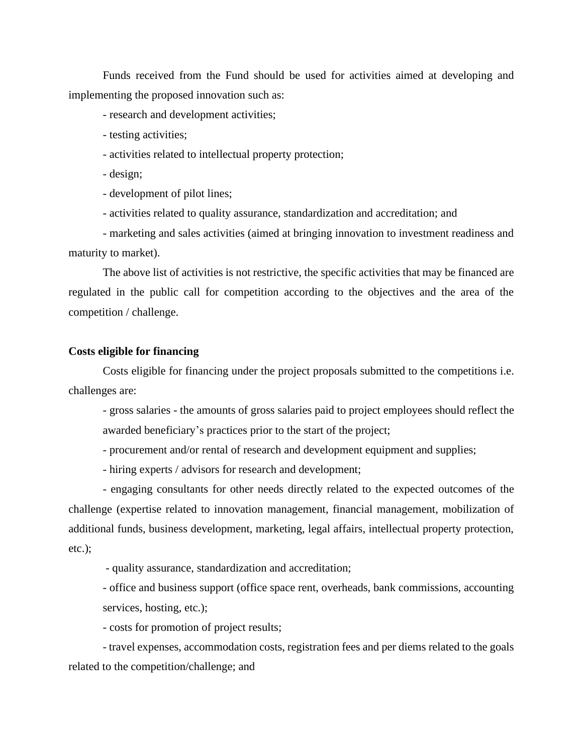Funds received from the Fund should be used for activities aimed at developing and implementing the proposed innovation such as:

- research and development activities;
- testing activities;
- activities related to intellectual property protection;
- design;
- development of pilot lines;
- activities related to quality assurance, standardization and accreditation; and
- marketing and sales activities (aimed at bringing innovation to investment readiness and maturity to market).

The above list of activities is not restrictive, the specific activities that may be financed are regulated in the public call for competition according to the objectives and the area of the competition / challenge.

**Costs eligible for financing**

Costs eligible for financing under the project proposals submitted to the competitions i.e. challenges are:

- gross salaries - the amounts of gross salaries paid to project employees should reflect the awarded beneficiary's practices prior to the start of the project;
- procurement and/or rental of research and development equipment and supplies;
- hiring experts / advisors for research and development;
- engaging consultants for other needs directly related to the expected outcomes of the challenge (expertise related to innovation management, financial management, mobilization of additional funds, business development, marketing, legal affairs, intellectual property protection, etc.);
- quality assurance, standardization and accreditation;
- office and business support (office space rent, overheads, bank commissions, accounting services, hosting, etc.);
- costs for promotion of project results;
- travel expenses, accommodation costs, registration fees and per diems related to the goals related to the competition/challenge; and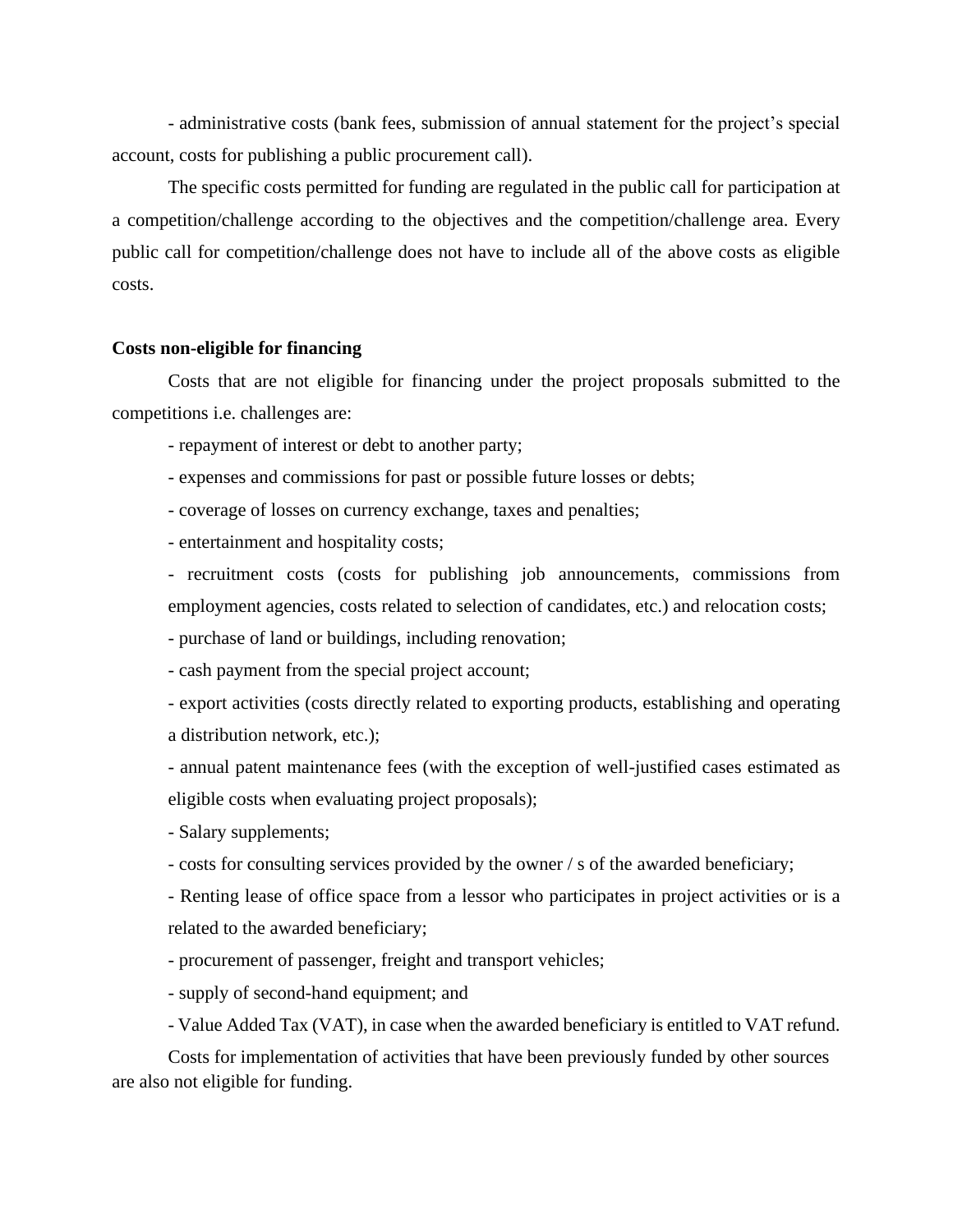- administrative costs (bank fees, submission of annual statement for the project's special account, costs for publishing a public procurement call).

The specific costs permitted for funding are regulated in the public call for participation at a competition/challenge according to the objectives and the competition/challenge area. Every public call for competition/challenge does not have to include all of the above costs as eligible costs.

**Costs non-eligible for financing**

Costs that are not eligible for financing under the project proposals submitted to the competitions i.e. challenges are:

- repayment of interest or debt to another party;
- expenses and commissions for past or possible future losses or debts;
- coverage of losses on currency exchange, taxes and penalties;
- entertainment and hospitality costs;
- recruitment costs (costs for publishing job announcements, commissions from employment agencies, costs related to selection of candidates, etc.) and relocation costs;
- purchase of land or buildings, including renovation;
- cash payment from the special project account;
- export activities (costs directly related to exporting products, establishing and operating a distribution network, etc.);
- annual patent maintenance fees (with the exception of well-justified cases estimated as eligible costs when evaluating project proposals);
- Salary supplements;
- costs for consulting services provided by the owner / s of the awarded beneficiary;
- Renting lease of office space from a lessor who participates in project activities or is a related to the awarded beneficiary;
- procurement of passenger, freight and transport vehicles;
- supply of second-hand equipment; and
- Value Added Tax (VAT), in case when the awarded beneficiary is entitled to VAT refund.

Costs for implementation of activities that have been previously funded by other sources are also not eligible for funding.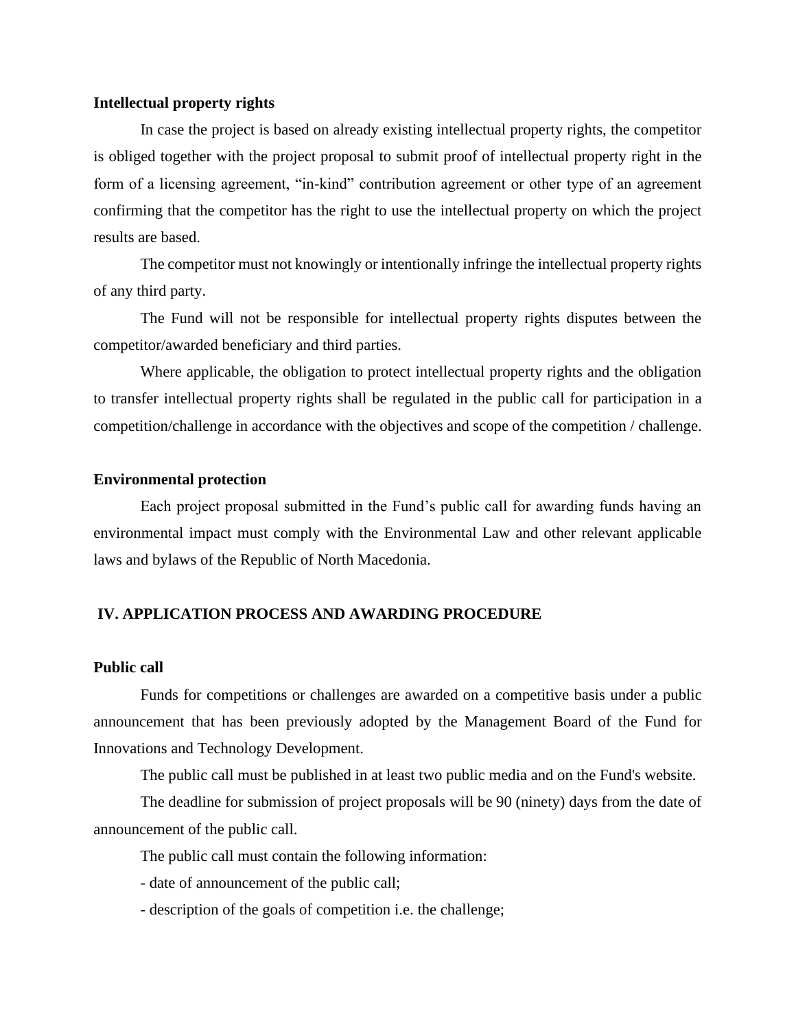**Intellectual property rights**

In case the project is based on already existing intellectual property rights, the competitor is obliged together with the project proposal to submit proof of intellectual property right in the form of a licensing agreement, "in-kind" contribution agreement or other type of an agreement confirming that the competitor has the right to use the intellectual property on which the project results are based.

The competitor must not knowingly or intentionally infringe the intellectual property rights of any third party.

The Fund will not be responsible for intellectual property rights disputes between the competitor/awarded beneficiary and third parties.

Where applicable, the obligation to protect intellectual property rights and the obligation to transfer intellectual property rights shall be regulated in the public call for participation in a competition/challenge in accordance with the objectives and scope of the competition / challenge.

**Environmental protection**

Each project proposal submitted in the Fund's public call for awarding funds having an environmental impact must comply with the Environmental Law and other relevant applicable laws and bylaws of the Republic of North Macedonia.

## IV. APPLICATION PROCESS AND AWARDING PROCEDURE

**Public call**

Funds for competitions or challenges are awarded on a competitive basis under a public announcement that has been previously adopted by the Management Board of the Fund for Innovations and Technology Development.

The public call must be published in at least two public media and on the Fund's website.

The deadline for submission of project proposals will be 90 (ninety) days from the date of announcement of the public call.

The public call must contain the following information:

- date of announcement of the public call;
- description of the goals of competition i.e. the challenge;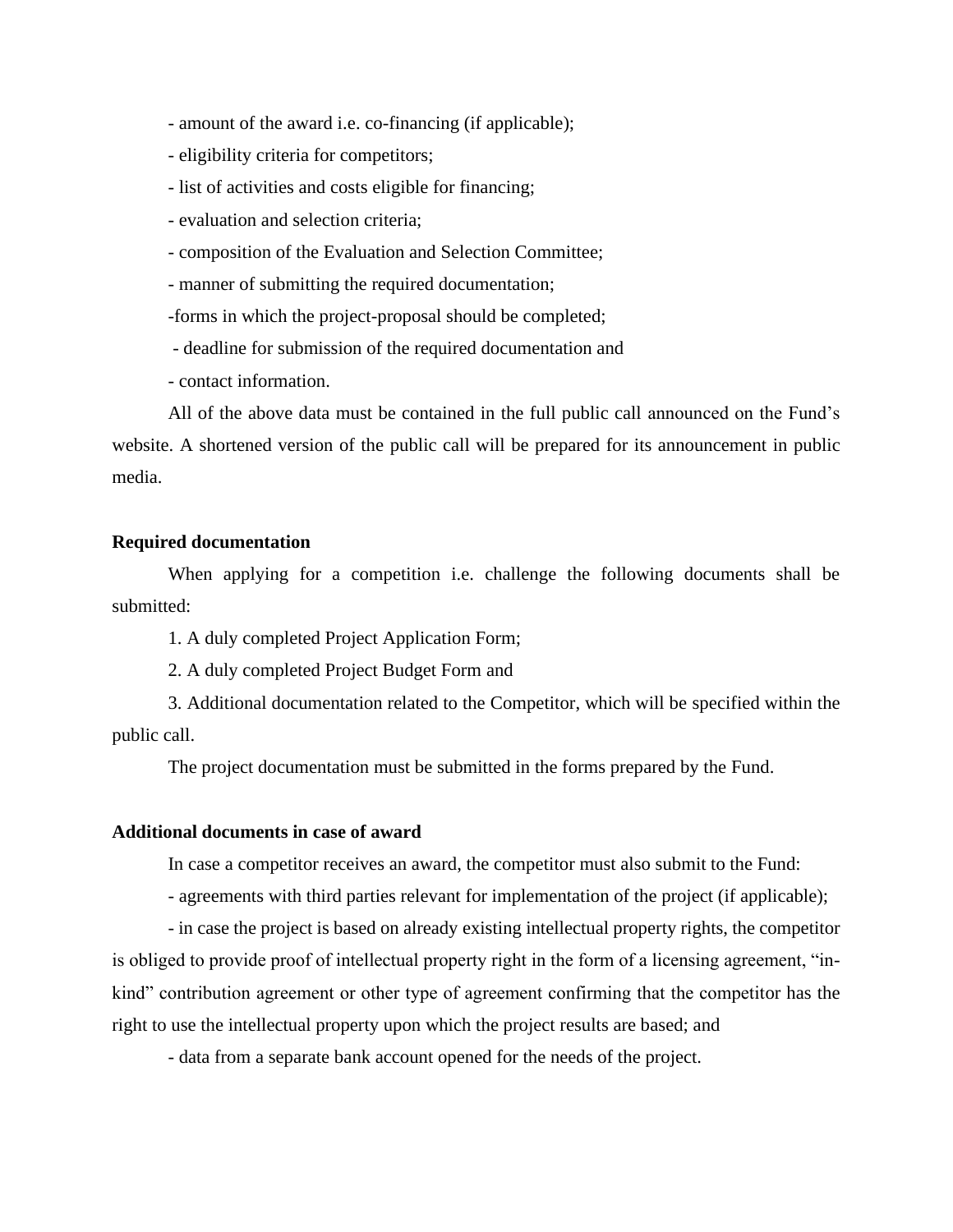- amount of the award i.e. co-financing (if applicable);

- eligibility criteria for competitors;

- list of activities and costs eligible for financing;

- evaluation and selection criteria;

- composition of the Evaluation and Selection Committee;

- manner of submitting the required documentation;

-forms in which the project-proposal should be completed;

- deadline for submission of the required documentation and

- contact information.

All of the above data must be contained in the full public call announced on the Fund's website. A shortened version of the public call will be prepared for its announcement in public media.

**Required documentation**

When applying for a competition i.e. challenge the following documents shall be submitted:

1. A duly completed Project Application Form;

2. A duly completed Project Budget Form and

3. Additional documentation related to the Competitor, which will be specified within the public call.

The project documentation must be submitted in the forms prepared by the Fund.

**Additional documents in case of award**

In case a competitor receives an award, the competitor must also submit to the Fund:

- agreements with third parties relevant for implementation of the project (if applicable);

- in case the project is based on already existing intellectual property rights, the competitor is obliged to provide proof of intellectual property right in the form of a licensing agreement, "in-kind" contribution agreement or other type of agreement confirming that the competitor has the right to use the intellectual property upon which the project results are based; and

- data from a separate bank account opened for the needs of the project.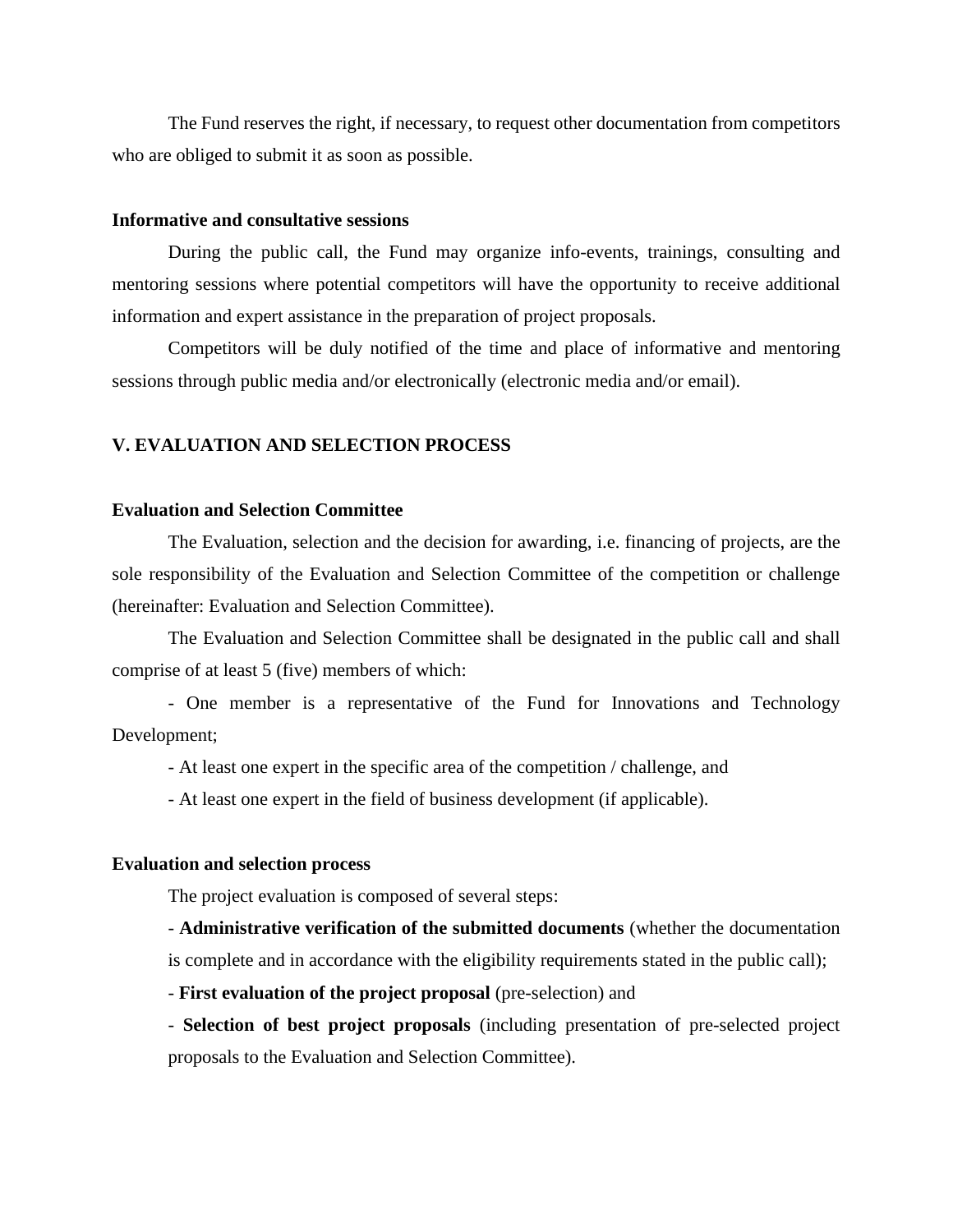The Fund reserves the right, if necessary, to request other documentation from competitors who are obliged to submit it as soon as possible.

**Informative and consultative sessions**

During the public call, the Fund may organize info-events, trainings, consulting and mentoring sessions where potential competitors will have the opportunity to receive additional information and expert assistance in the preparation of project proposals.

Competitors will be duly notified of the time and place of informative and mentoring sessions through public media and/or electronically (electronic media and/or email).

## V. EVALUATION AND SELECTION PROCESS

**Evaluation and Selection Committee**

The Evaluation, selection and the decision for awarding, i.e. financing of projects, are the sole responsibility of the Evaluation and Selection Committee of the competition or challenge (hereinafter: Evaluation and Selection Committee).

The Evaluation and Selection Committee shall be designated in the public call and shall comprise of at least 5 (five) members of which:

- One member is a representative of the Fund for Innovations and Technology Development;
- At least one expert in the specific area of the competition / challenge, and
- At least one expert in the field of business development (if applicable).

**Evaluation and selection process**

The project evaluation is composed of several steps:

- **Administrative verification of the submitted documents** (whether the documentation is complete and in accordance with the eligibility requirements stated in the public call);
- **First evaluation of the project proposal** (pre-selection) and
- **Selection of best project proposals** (including presentation of pre-selected project proposals to the Evaluation and Selection Committee).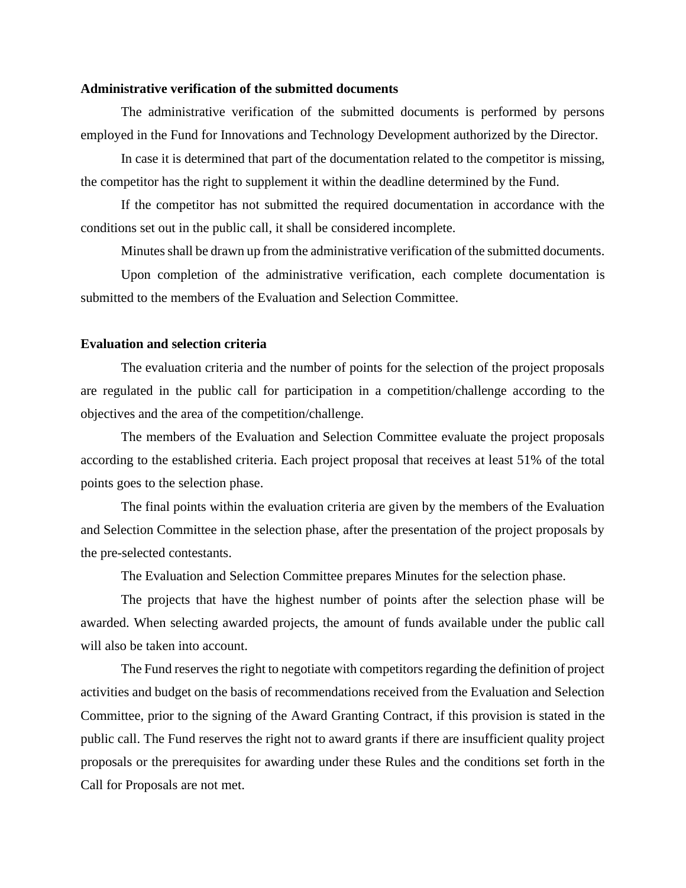**Administrative verification of the submitted documents**

The administrative verification of the submitted documents is performed by persons employed in the Fund for Innovations and Technology Development authorized by the Director.

In case it is determined that part of the documentation related to the competitor is missing, the competitor has the right to supplement it within the deadline determined by the Fund.

If the competitor has not submitted the required documentation in accordance with the conditions set out in the public call, it shall be considered incomplete.

Minutes shall be drawn up from the administrative verification of the submitted documents.

Upon completion of the administrative verification, each complete documentation is submitted to the members of the Evaluation and Selection Committee.

**Evaluation and selection criteria**

The evaluation criteria and the number of points for the selection of the project proposals are regulated in the public call for participation in a competition/challenge according to the objectives and the area of the competition/challenge.

The members of the Evaluation and Selection Committee evaluate the project proposals according to the established criteria. Each project proposal that receives at least 51% of the total points goes to the selection phase.

The final points within the evaluation criteria are given by the members of the Evaluation and Selection Committee in the selection phase, after the presentation of the project proposals by the pre-selected contestants.

The Evaluation and Selection Committee prepares Minutes for the selection phase.

The projects that have the highest number of points after the selection phase will be awarded. When selecting awarded projects, the amount of funds available under the public call will also be taken into account.

The Fund reserves the right to negotiate with competitors regarding the definition of project activities and budget on the basis of recommendations received from the Evaluation and Selection Committee, prior to the signing of the Award Granting Contract, if this provision is stated in the public call. The Fund reserves the right not to award grants if there are insufficient quality project proposals or the prerequisites for awarding under these Rules and the conditions set forth in the Call for Proposals are not met.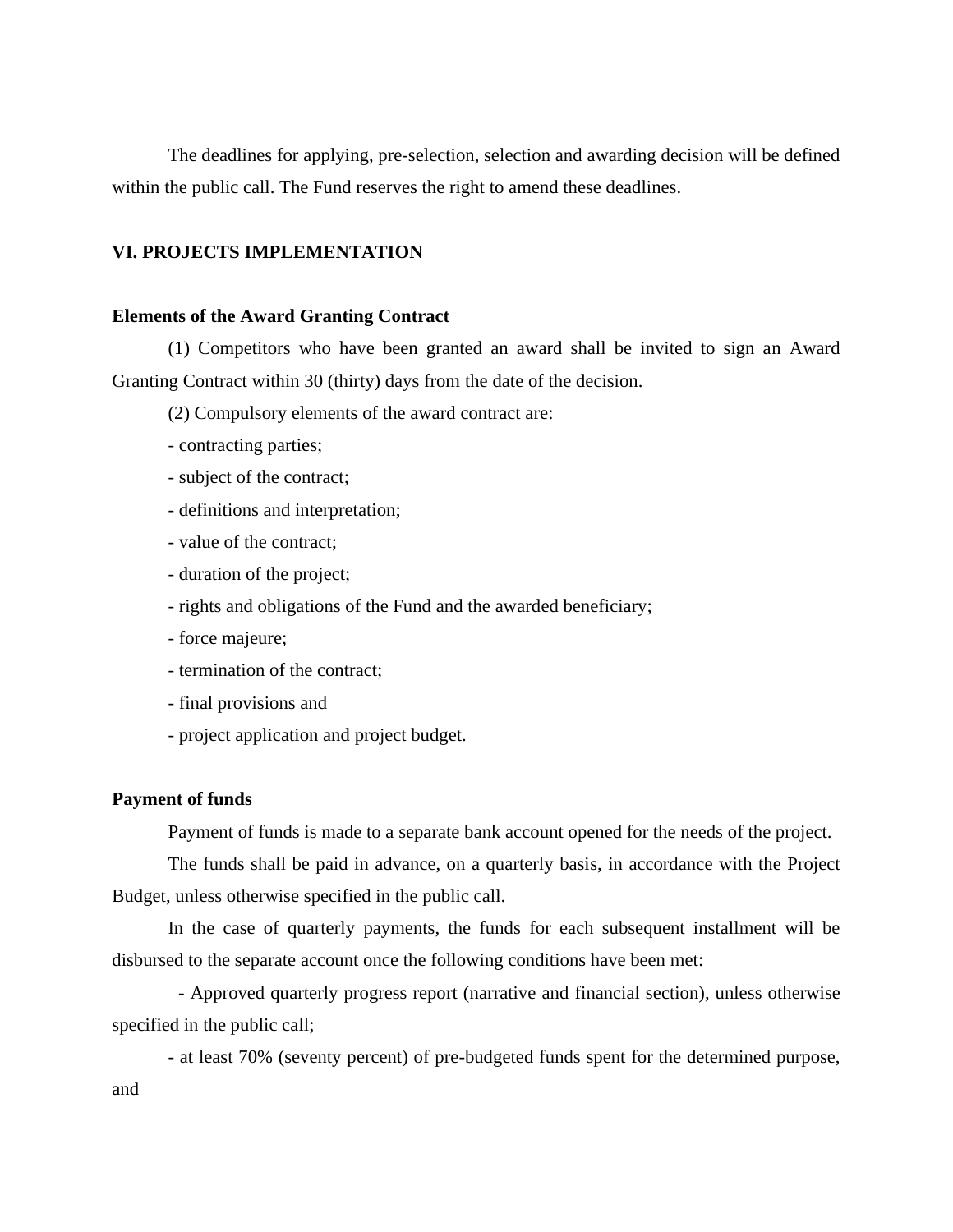The deadlines for applying, pre-selection, selection and awarding decision will be defined within the public call. The Fund reserves the right to amend these deadlines.

## VI. PROJECTS IMPLEMENTATION

### Elements of the Award Granting Contract

(1) Competitors who have been granted an award shall be invited to sign an Award Granting Contract within 30 (thirty) days from the date of the decision.

(2) Compulsory elements of the award contract are:

- contracting parties;
- subject of the contract;
- definitions and interpretation;
- value of the contract;
- duration of the project;
- rights and obligations of the Fund and the awarded beneficiary;
- force majeure;
- termination of the contract;
- final provisions and
- project application and project budget.

### Payment of funds

Payment of funds is made to a separate bank account opened for the needs of the project.

The funds shall be paid in advance, on a quarterly basis, in accordance with the Project Budget, unless otherwise specified in the public call.

In the case of quarterly payments, the funds for each subsequent installment will be disbursed to the separate account once the following conditions have been met:

- Approved quarterly progress report (narrative and financial section), unless otherwise specified in the public call;
- at least 70% (seventy percent) of pre-budgeted funds spent for the determined purpose, and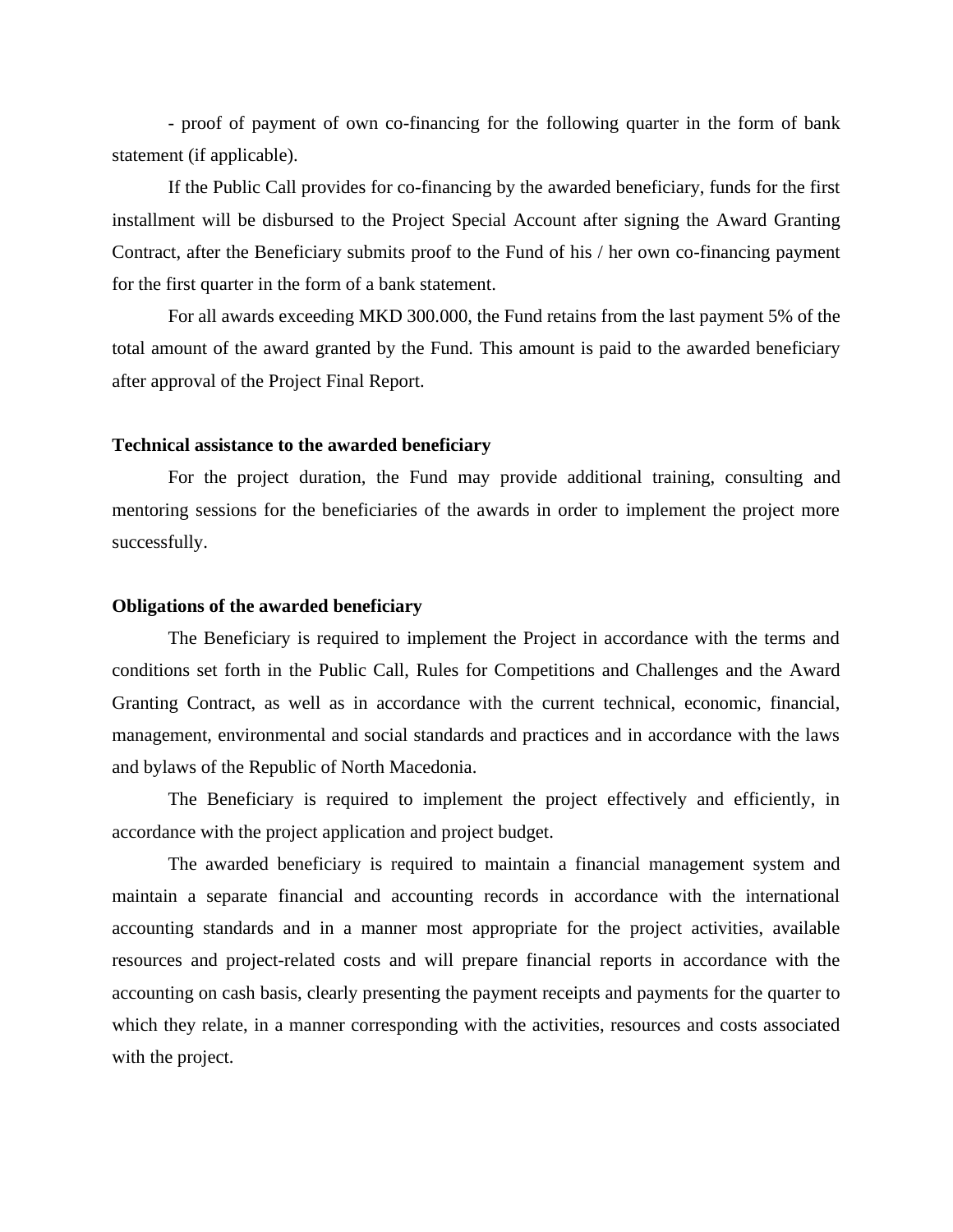- proof of payment of own co-financing for the following quarter in the form of bank statement (if applicable).

If the Public Call provides for co-financing by the awarded beneficiary, funds for the first installment will be disbursed to the Project Special Account after signing the Award Granting Contract, after the Beneficiary submits proof to the Fund of his / her own co-financing payment for the first quarter in the form of a bank statement.

For all awards exceeding MKD 300.000, the Fund retains from the last payment 5% of the total amount of the award granted by the Fund. This amount is paid to the awarded beneficiary after approval of the Project Final Report.

**Technical assistance to the awarded beneficiary**

For the project duration, the Fund may provide additional training, consulting and mentoring sessions for the beneficiaries of the awards in order to implement the project more successfully.

**Obligations of the awarded beneficiary**

The Beneficiary is required to implement the Project in accordance with the terms and conditions set forth in the Public Call, Rules for Competitions and Challenges and the Award Granting Contract, as well as in accordance with the current technical, economic, financial, management, environmental and social standards and practices and in accordance with the laws and bylaws of the Republic of North Macedonia.

The Beneficiary is required to implement the project effectively and efficiently, in accordance with the project application and project budget.

The awarded beneficiary is required to maintain a financial management system and maintain a separate financial and accounting records in accordance with the international accounting standards and in a manner most appropriate for the project activities, available resources and project-related costs and will prepare financial reports in accordance with the accounting on cash basis, clearly presenting the payment receipts and payments for the quarter to which they relate, in a manner corresponding with the activities, resources and costs associated with the project.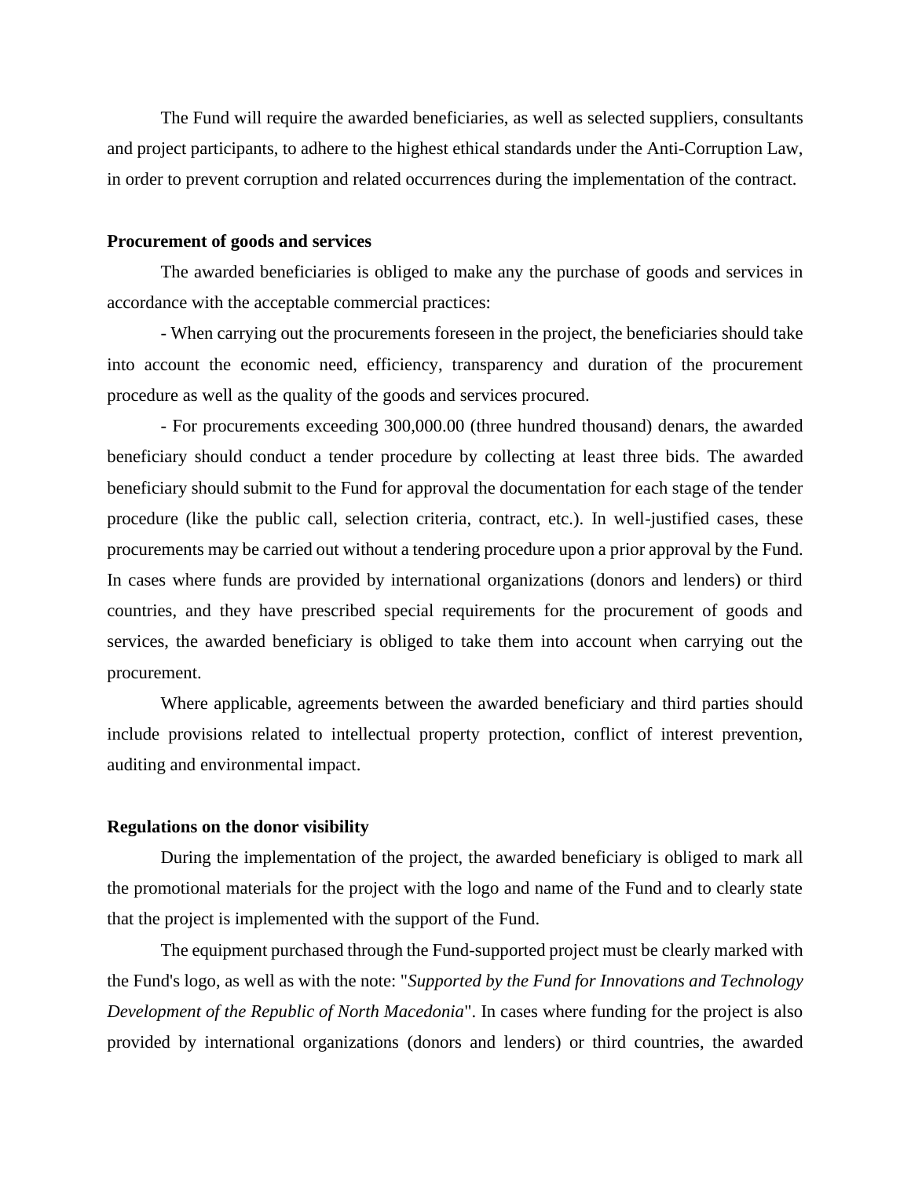The Fund will require the awarded beneficiaries, as well as selected suppliers, consultants and project participants, to adhere to the highest ethical standards under the Anti-Corruption Law, in order to prevent corruption and related occurrences during the implementation of the contract.

**Procurement of goods and services**

The awarded beneficiaries is obliged to make any the purchase of goods and services in accordance with the acceptable commercial practices:

- When carrying out the procurements foreseen in the project, the beneficiaries should take into account the economic need, efficiency, transparency and duration of the procurement procedure as well as the quality of the goods and services procured.

- For procurements exceeding 300,000.00 (three hundred thousand) denars, the awarded beneficiary should conduct a tender procedure by collecting at least three bids. The awarded beneficiary should submit to the Fund for approval the documentation for each stage of the tender procedure (like the public call, selection criteria, contract, etc.). In well-justified cases, these procurements may be carried out without a tendering procedure upon a prior approval by the Fund. In cases where funds are provided by international organizations (donors and lenders) or third countries, and they have prescribed special requirements for the procurement of goods and services, the awarded beneficiary is obliged to take them into account when carrying out the procurement.

Where applicable, agreements between the awarded beneficiary and third parties should include provisions related to intellectual property protection, conflict of interest prevention, auditing and environmental impact.

**Regulations on the donor visibility**

During the implementation of the project, the awarded beneficiary is obliged to mark all the promotional materials for the project with the logo and name of the Fund and to clearly state that the project is implemented with the support of the Fund.

The equipment purchased through the Fund-supported project must be clearly marked with the Fund's logo, as well as with the note: "*Supported by the Fund for Innovations and Technology Development of the Republic of North Macedonia*". In cases where funding for the project is also provided by international organizations (donors and lenders) or third countries, the awarded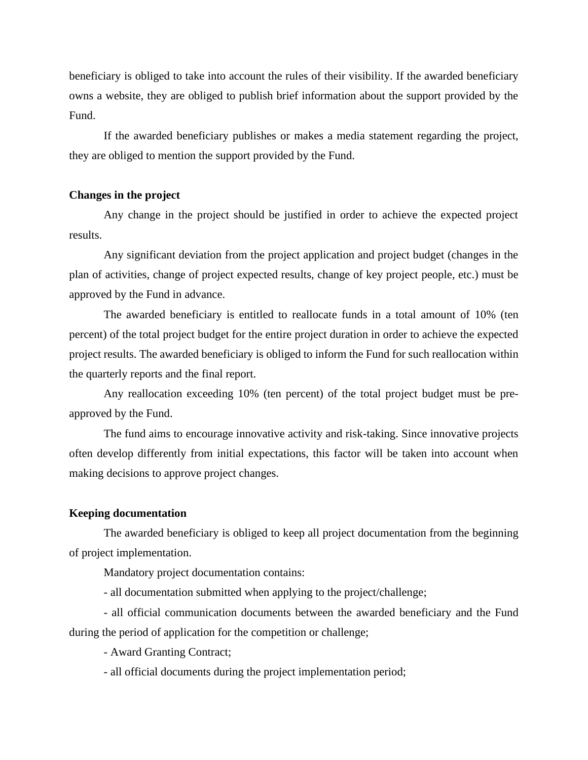beneficiary is obliged to take into account the rules of their visibility. If the awarded beneficiary owns a website, they are obliged to publish brief information about the support provided by the Fund.

If the awarded beneficiary publishes or makes a media statement regarding the project, they are obliged to mention the support provided by the Fund.

**Changes in the project**

Any change in the project should be justified in order to achieve the expected project results.

Any significant deviation from the project application and project budget (changes in the plan of activities, change of project expected results, change of key project people, etc.) must be approved by the Fund in advance.

The awarded beneficiary is entitled to reallocate funds in a total amount of 10% (ten percent) of the total project budget for the entire project duration in order to achieve the expected project results. The awarded beneficiary is obliged to inform the Fund for such reallocation within the quarterly reports and the final report.

Any reallocation exceeding 10% (ten percent) of the total project budget must be pre-approved by the Fund.

The fund aims to encourage innovative activity and risk-taking. Since innovative projects often develop differently from initial expectations, this factor will be taken into account when making decisions to approve project changes.

**Keeping documentation**

The awarded beneficiary is obliged to keep all project documentation from the beginning of project implementation.

Mandatory project documentation contains:

- all documentation submitted when applying to the project/challenge;
- all official communication documents between the awarded beneficiary and the Fund during the period of application for the competition or challenge;
- Award Granting Contract;
- all official documents during the project implementation period;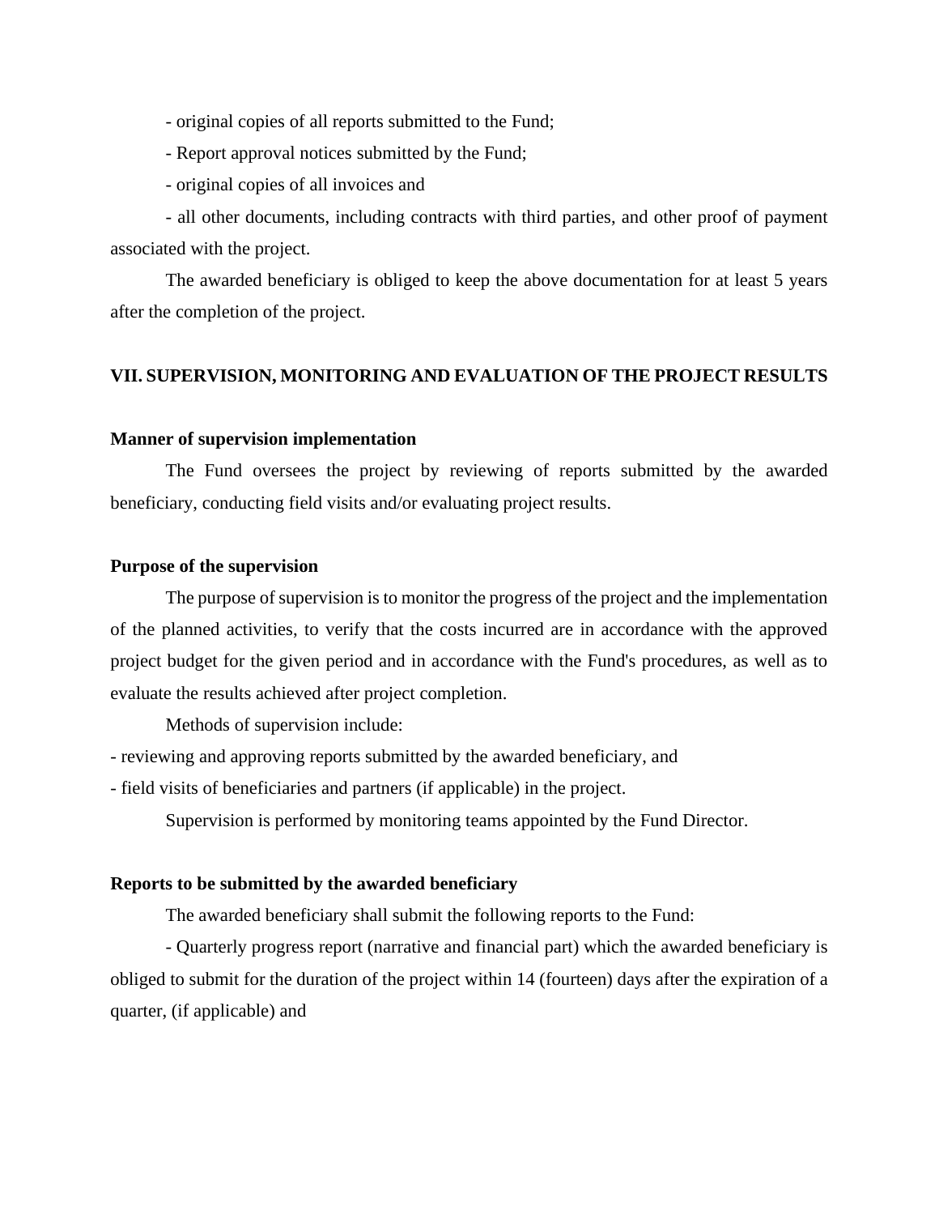- original copies of all reports submitted to the Fund;

- Report approval notices submitted by the Fund;

- original copies of all invoices and

- all other documents, including contracts with third parties, and other proof of payment associated with the project.

The awarded beneficiary is obliged to keep the above documentation for at least 5 years after the completion of the project.

## VII. SUPERVISION, MONITORING AND EVALUATION OF THE PROJECT RESULTS

### Manner of supervision implementation

The Fund oversees the project by reviewing of reports submitted by the awarded beneficiary, conducting field visits and/or evaluating project results.

### Purpose of the supervision

The purpose of supervision is to monitor the progress of the project and the implementation of the planned activities, to verify that the costs incurred are in accordance with the approved project budget for the given period and in accordance with the Fund's procedures, as well as to evaluate the results achieved after project completion.

Methods of supervision include:

- reviewing and approving reports submitted by the awarded beneficiary, and
- field visits of beneficiaries and partners (if applicable) in the project.

Supervision is performed by monitoring teams appointed by the Fund Director.

### Reports to be submitted by the awarded beneficiary

The awarded beneficiary shall submit the following reports to the Fund:

- Quarterly progress report (narrative and financial part) which the awarded beneficiary is obliged to submit for the duration of the project within 14 (fourteen) days after the expiration of a quarter, (if applicable) and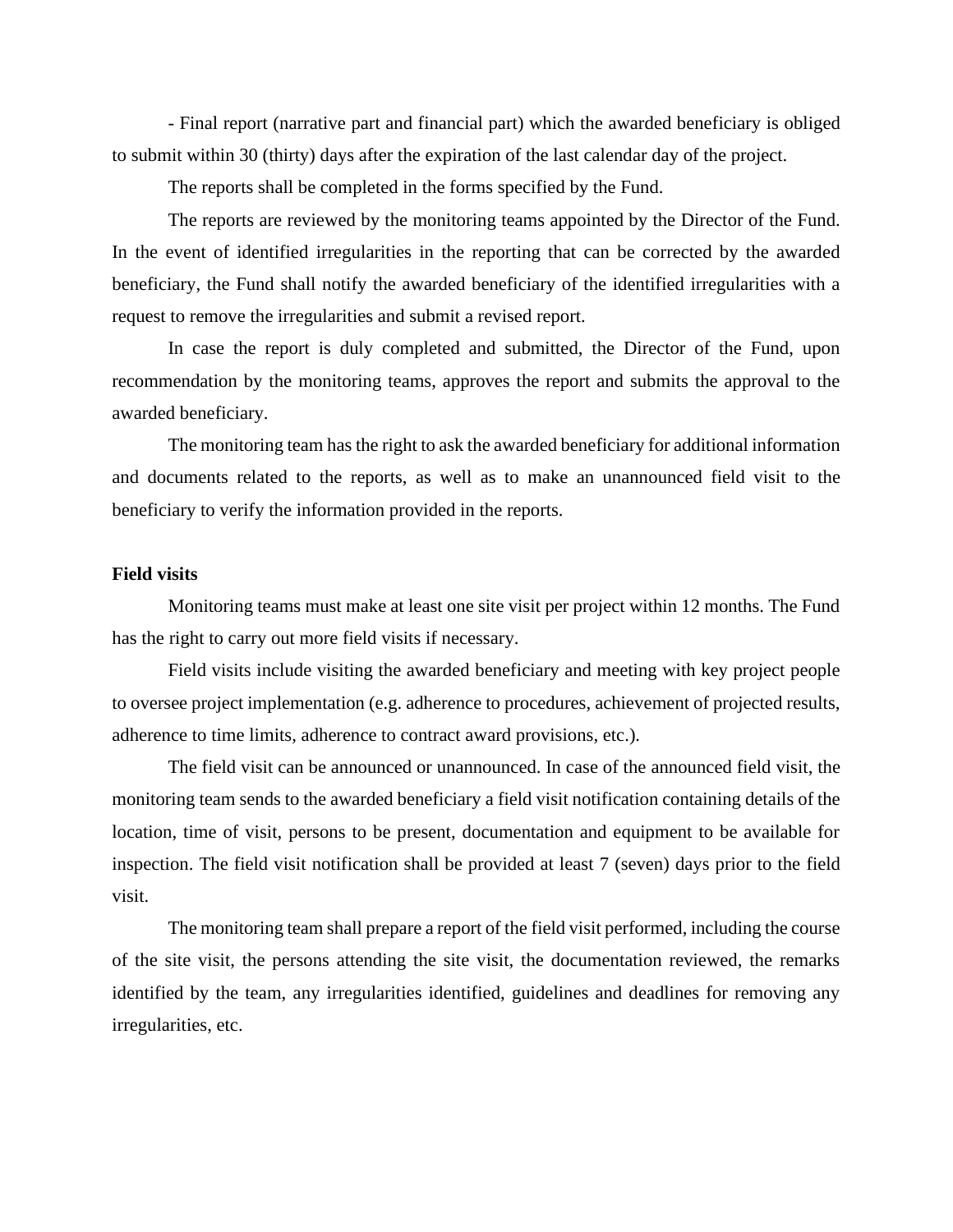- Final report (narrative part and financial part) which the awarded beneficiary is obliged to submit within 30 (thirty) days after the expiration of the last calendar day of the project.

The reports shall be completed in the forms specified by the Fund.

The reports are reviewed by the monitoring teams appointed by the Director of the Fund. In the event of identified irregularities in the reporting that can be corrected by the awarded beneficiary, the Fund shall notify the awarded beneficiary of the identified irregularities with a request to remove the irregularities and submit a revised report.

In case the report is duly completed and submitted, the Director of the Fund, upon recommendation by the monitoring teams, approves the report and submits the approval to the awarded beneficiary.

The monitoring team has the right to ask the awarded beneficiary for additional information and documents related to the reports, as well as to make an unannounced field visit to the beneficiary to verify the information provided in the reports.

**Field visits**

Monitoring teams must make at least one site visit per project within 12 months. The Fund has the right to carry out more field visits if necessary.

Field visits include visiting the awarded beneficiary and meeting with key project people to oversee project implementation (e.g. adherence to procedures, achievement of projected results, adherence to time limits, adherence to contract award provisions, etc.).

The field visit can be announced or unannounced. In case of the announced field visit, the monitoring team sends to the awarded beneficiary a field visit notification containing details of the location, time of visit, persons to be present, documentation and equipment to be available for inspection. The field visit notification shall be provided at least 7 (seven) days prior to the field visit.

The monitoring team shall prepare a report of the field visit performed, including the course of the site visit, the persons attending the site visit, the documentation reviewed, the remarks identified by the team, any irregularities identified, guidelines and deadlines for removing any irregularities, etc.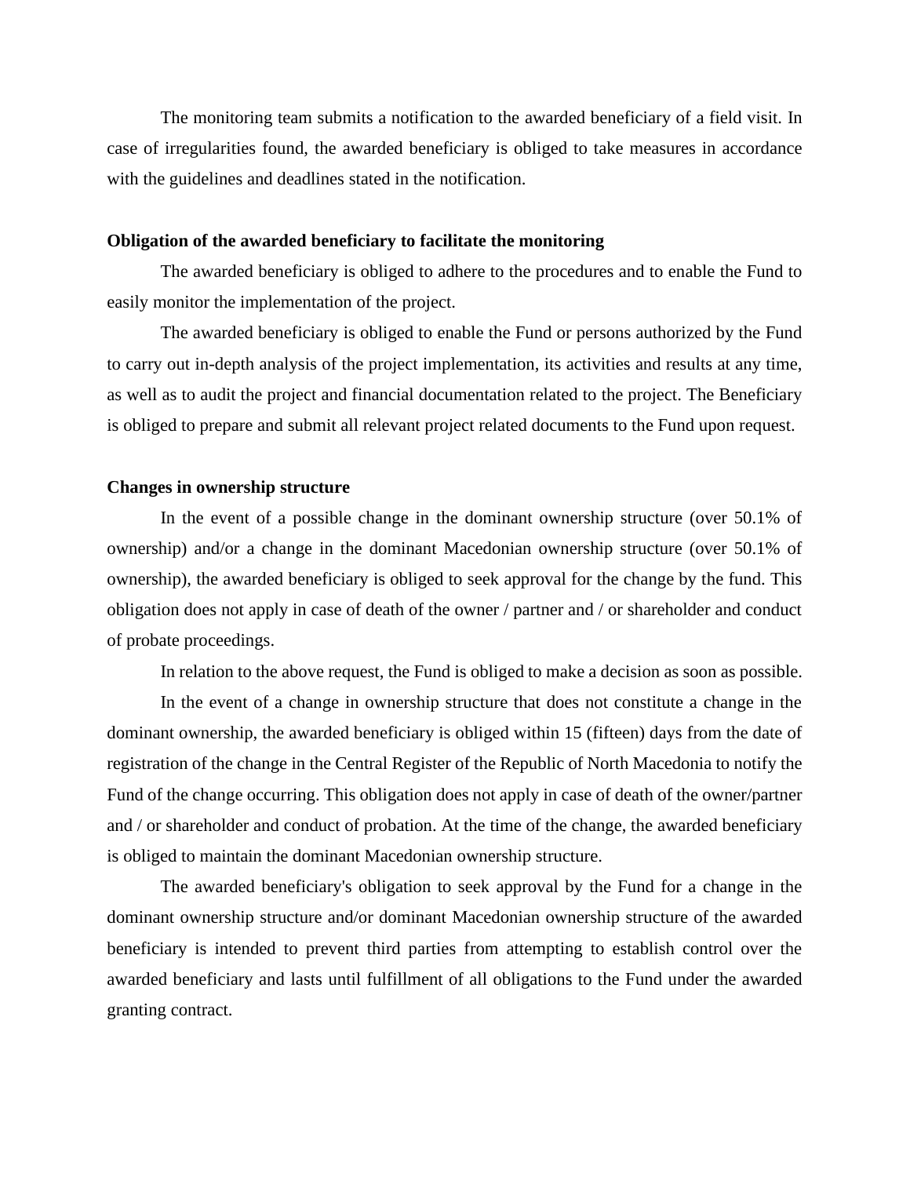The monitoring team submits a notification to the awarded beneficiary of a field visit. In case of irregularities found, the awarded beneficiary is obliged to take measures in accordance with the guidelines and deadlines stated in the notification.

**Obligation of the awarded beneficiary to facilitate the monitoring**

The awarded beneficiary is obliged to adhere to the procedures and to enable the Fund to easily monitor the implementation of the project.

The awarded beneficiary is obliged to enable the Fund or persons authorized by the Fund to carry out in-depth analysis of the project implementation, its activities and results at any time, as well as to audit the project and financial documentation related to the project. The Beneficiary is obliged to prepare and submit all relevant project related documents to the Fund upon request.

**Changes in ownership structure**

In the event of a possible change in the dominant ownership structure (over 50.1% of ownership) and/or a change in the dominant Macedonian ownership structure (over 50.1% of ownership), the awarded beneficiary is obliged to seek approval for the change by the fund. This obligation does not apply in case of death of the owner / partner and / or shareholder and conduct of probate proceedings.

In relation to the above request, the Fund is obliged to make a decision as soon as possible.

In the event of a change in ownership structure that does not constitute a change in the dominant ownership, the awarded beneficiary is obliged within 15 (fifteen) days from the date of registration of the change in the Central Register of the Republic of North Macedonia to notify the Fund of the change occurring. This obligation does not apply in case of death of the owner/partner and / or shareholder and conduct of probation. At the time of the change, the awarded beneficiary is obliged to maintain the dominant Macedonian ownership structure.

The awarded beneficiary's obligation to seek approval by the Fund for a change in the dominant ownership structure and/or dominant Macedonian ownership structure of the awarded beneficiary is intended to prevent third parties from attempting to establish control over the awarded beneficiary and lasts until fulfillment of all obligations to the Fund under the awarded granting contract.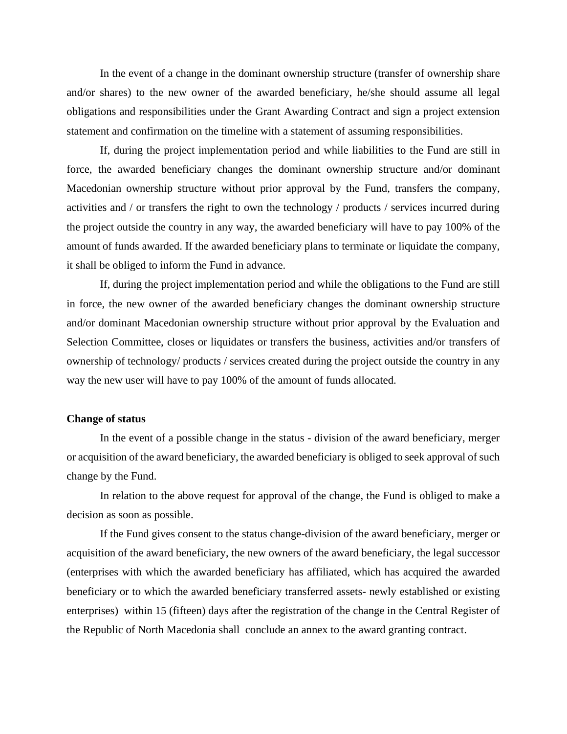In the event of a change in the dominant ownership structure (transfer of ownership share and/or shares) to the new owner of the awarded beneficiary, he/she should assume all legal obligations and responsibilities under the Grant Awarding Contract and sign a project extension statement and confirmation on the timeline with a statement of assuming responsibilities.

If, during the project implementation period and while liabilities to the Fund are still in force, the awarded beneficiary changes the dominant ownership structure and/or dominant Macedonian ownership structure without prior approval by the Fund, transfers the company, activities and / or transfers the right to own the technology / products / services incurred during the project outside the country in any way, the awarded beneficiary will have to pay 100% of the amount of funds awarded. If the awarded beneficiary plans to terminate or liquidate the company, it shall be obliged to inform the Fund in advance.

If, during the project implementation period and while the obligations to the Fund are still in force, the new owner of the awarded beneficiary changes the dominant ownership structure and/or dominant Macedonian ownership structure without prior approval by the Evaluation and Selection Committee, closes or liquidates or transfers the business, activities and/or transfers of ownership of technology/ products / services created during the project outside the country in any way the new user will have to pay 100% of the amount of funds allocated.

**Change of status**

In the event of a possible change in the status - division of the award beneficiary, merger or acquisition of the award beneficiary, the awarded beneficiary is obliged to seek approval of such change by the Fund.

In relation to the above request for approval of the change, the Fund is obliged to make a decision as soon as possible.

If the Fund gives consent to the status change-division of the award beneficiary, merger or acquisition of the award beneficiary, the new owners of the award beneficiary, the legal successor (enterprises with which the awarded beneficiary has affiliated, which has acquired the awarded beneficiary or to which the awarded beneficiary transferred assets- newly established or existing enterprises) within 15 (fifteen) days after the registration of the change in the Central Register of the Republic of North Macedonia shall conclude an annex to the award granting contract.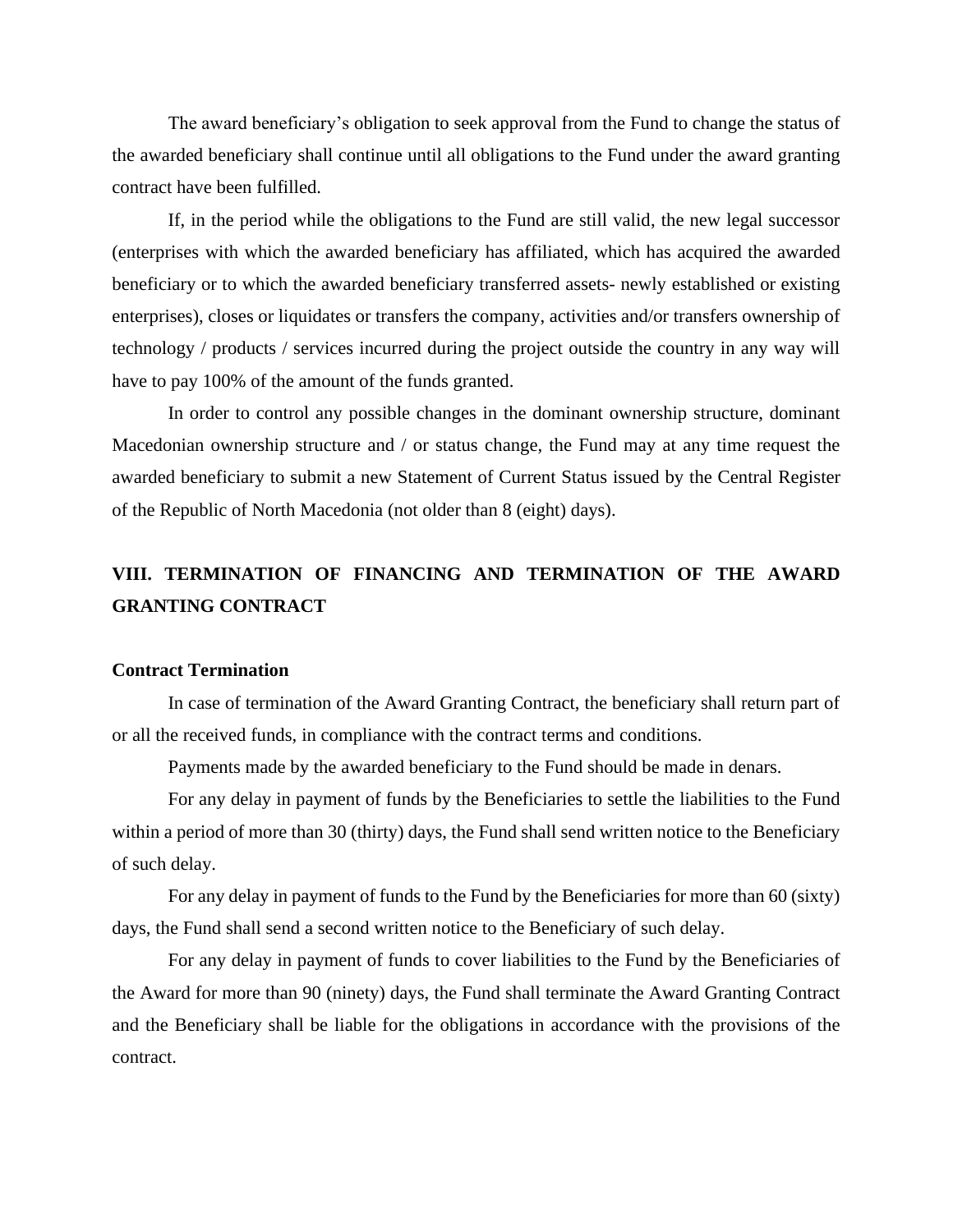The award beneficiary's obligation to seek approval from the Fund to change the status of the awarded beneficiary shall continue until all obligations to the Fund under the award granting contract have been fulfilled.

If, in the period while the obligations to the Fund are still valid, the new legal successor (enterprises with which the awarded beneficiary has affiliated, which has acquired the awarded beneficiary or to which the awarded beneficiary transferred assets- newly established or existing enterprises), closes or liquidates or transfers the company, activities and/or transfers ownership of technology / products / services incurred during the project outside the country in any way will have to pay 100% of the amount of the funds granted.

In order to control any possible changes in the dominant ownership structure, dominant Macedonian ownership structure and / or status change, the Fund may at any time request the awarded beneficiary to submit a new Statement of Current Status issued by the Central Register of the Republic of North Macedonia (not older than 8 (eight) days).

## VIII. TERMINATION OF FINANCING AND TERMINATION OF THE AWARD GRANTING CONTRACT

### Contract Termination

In case of termination of the Award Granting Contract, the beneficiary shall return part of or all the received funds, in compliance with the contract terms and conditions.

Payments made by the awarded beneficiary to the Fund should be made in denars.

For any delay in payment of funds by the Beneficiaries to settle the liabilities to the Fund within a period of more than 30 (thirty) days, the Fund shall send written notice to the Beneficiary of such delay.

For any delay in payment of funds to the Fund by the Beneficiaries for more than 60 (sixty) days, the Fund shall send a second written notice to the Beneficiary of such delay.

For any delay in payment of funds to cover liabilities to the Fund by the Beneficiaries of the Award for more than 90 (ninety) days, the Fund shall terminate the Award Granting Contract and the Beneficiary shall be liable for the obligations in accordance with the provisions of the contract.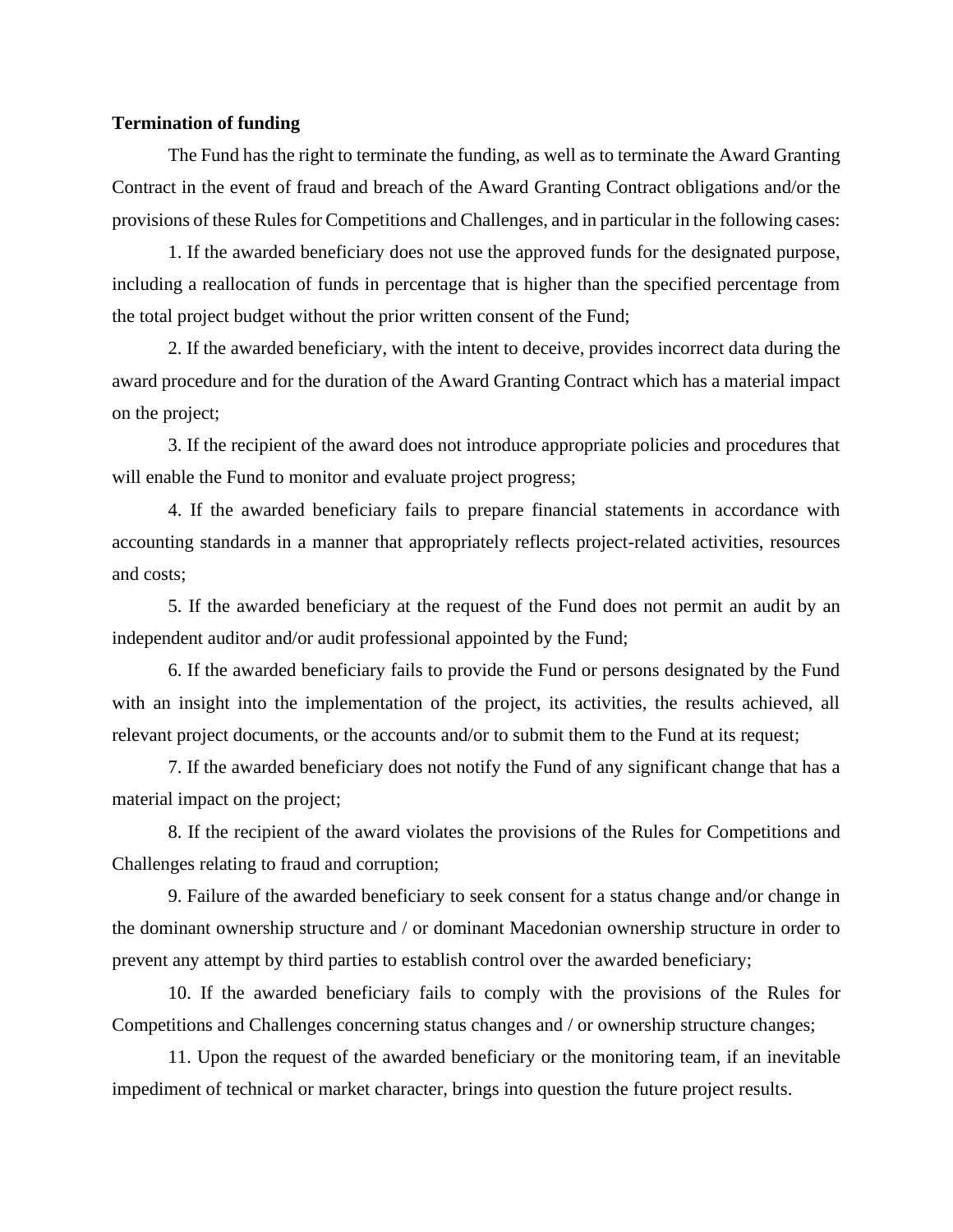**Termination of funding**

The Fund has the right to terminate the funding, as well as to terminate the Award Granting Contract in the event of fraud and breach of the Award Granting Contract obligations and/or the provisions of these Rules for Competitions and Challenges, and in particular in the following cases:

1. If the awarded beneficiary does not use the approved funds for the designated purpose, including a reallocation of funds in percentage that is higher than the specified percentage from the total project budget without the prior written consent of the Fund;

2. If the awarded beneficiary, with the intent to deceive, provides incorrect data during the award procedure and for the duration of the Award Granting Contract which has a material impact on the project;

3. If the recipient of the award does not introduce appropriate policies and procedures that will enable the Fund to monitor and evaluate project progress;

4. If the awarded beneficiary fails to prepare financial statements in accordance with accounting standards in a manner that appropriately reflects project-related activities, resources and costs;

5. If the awarded beneficiary at the request of the Fund does not permit an audit by an independent auditor and/or audit professional appointed by the Fund;

6. If the awarded beneficiary fails to provide the Fund or persons designated by the Fund with an insight into the implementation of the project, its activities, the results achieved, all relevant project documents, or the accounts and/or to submit them to the Fund at its request;

7. If the awarded beneficiary does not notify the Fund of any significant change that has a material impact on the project;

8. If the recipient of the award violates the provisions of the Rules for Competitions and Challenges relating to fraud and corruption;

9. Failure of the awarded beneficiary to seek consent for a status change and/or change in the dominant ownership structure and / or dominant Macedonian ownership structure in order to prevent any attempt by third parties to establish control over the awarded beneficiary;

10. If the awarded beneficiary fails to comply with the provisions of the Rules for Competitions and Challenges concerning status changes and / or ownership structure changes;

11. Upon the request of the awarded beneficiary or the monitoring team, if an inevitable impediment of technical or market character, brings into question the future project results.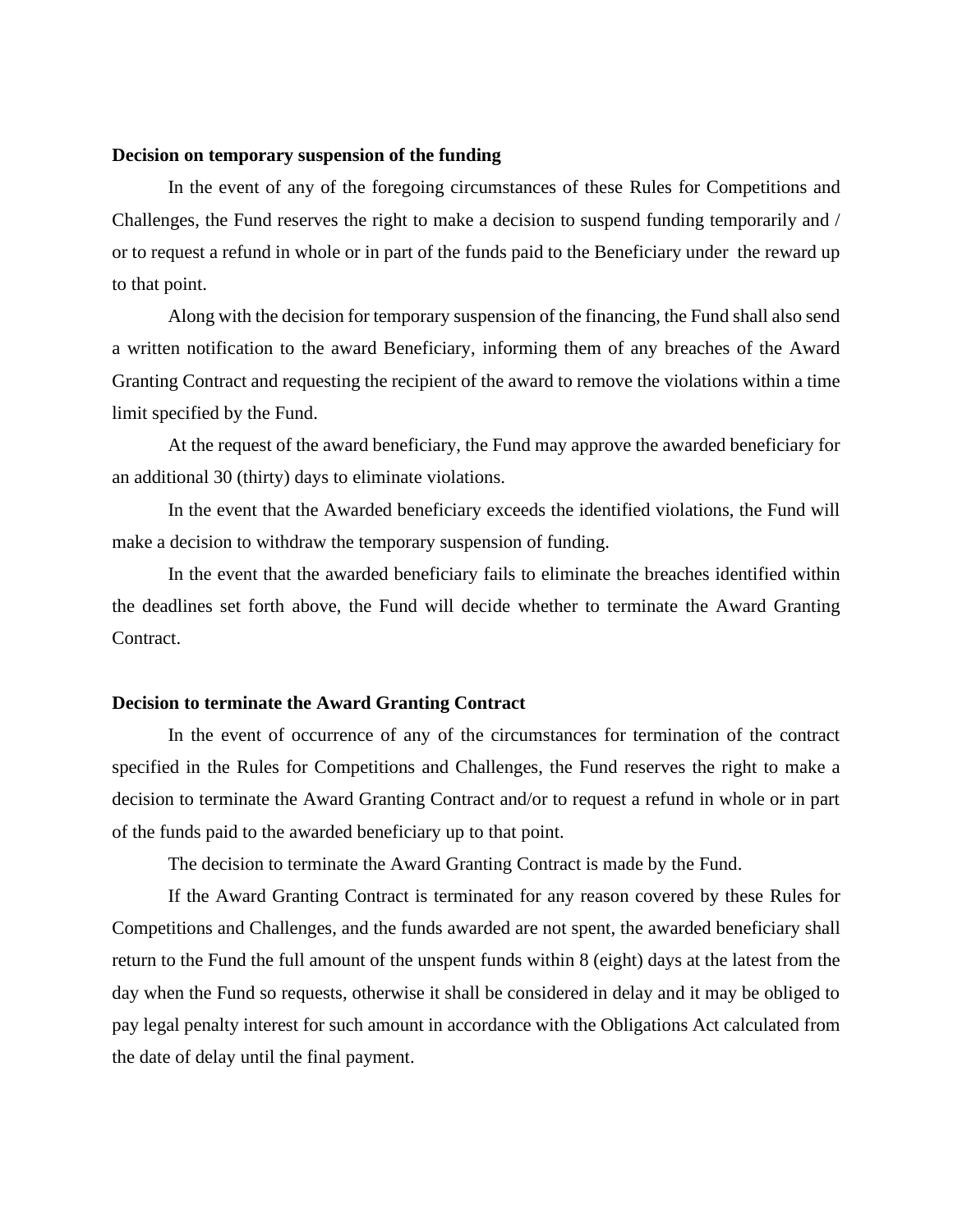**Decision on temporary suspension of the funding**

In the event of any of the foregoing circumstances of these Rules for Competitions and Challenges, the Fund reserves the right to make a decision to suspend funding temporarily and / or to request a refund in whole or in part of the funds paid to the Beneficiary under the reward up to that point.

Along with the decision for temporary suspension of the financing, the Fund shall also send a written notification to the award Beneficiary, informing them of any breaches of the Award Granting Contract and requesting the recipient of the award to remove the violations within a time limit specified by the Fund.

At the request of the award beneficiary, the Fund may approve the awarded beneficiary for an additional 30 (thirty) days to eliminate violations.

In the event that the Awarded beneficiary exceeds the identified violations, the Fund will make a decision to withdraw the temporary suspension of funding.

In the event that the awarded beneficiary fails to eliminate the breaches identified within the deadlines set forth above, the Fund will decide whether to terminate the Award Granting Contract.

**Decision to terminate the Award Granting Contract**

In the event of occurrence of any of the circumstances for termination of the contract specified in the Rules for Competitions and Challenges, the Fund reserves the right to make a decision to terminate the Award Granting Contract and/or to request a refund in whole or in part of the funds paid to the awarded beneficiary up to that point.

The decision to terminate the Award Granting Contract is made by the Fund.

If the Award Granting Contract is terminated for any reason covered by these Rules for Competitions and Challenges, and the funds awarded are not spent, the awarded beneficiary shall return to the Fund the full amount of the unspent funds within 8 (eight) days at the latest from the day when the Fund so requests, otherwise it shall be considered in delay and it may be obliged to pay legal penalty interest for such amount in accordance with the Obligations Act calculated from the date of delay until the final payment.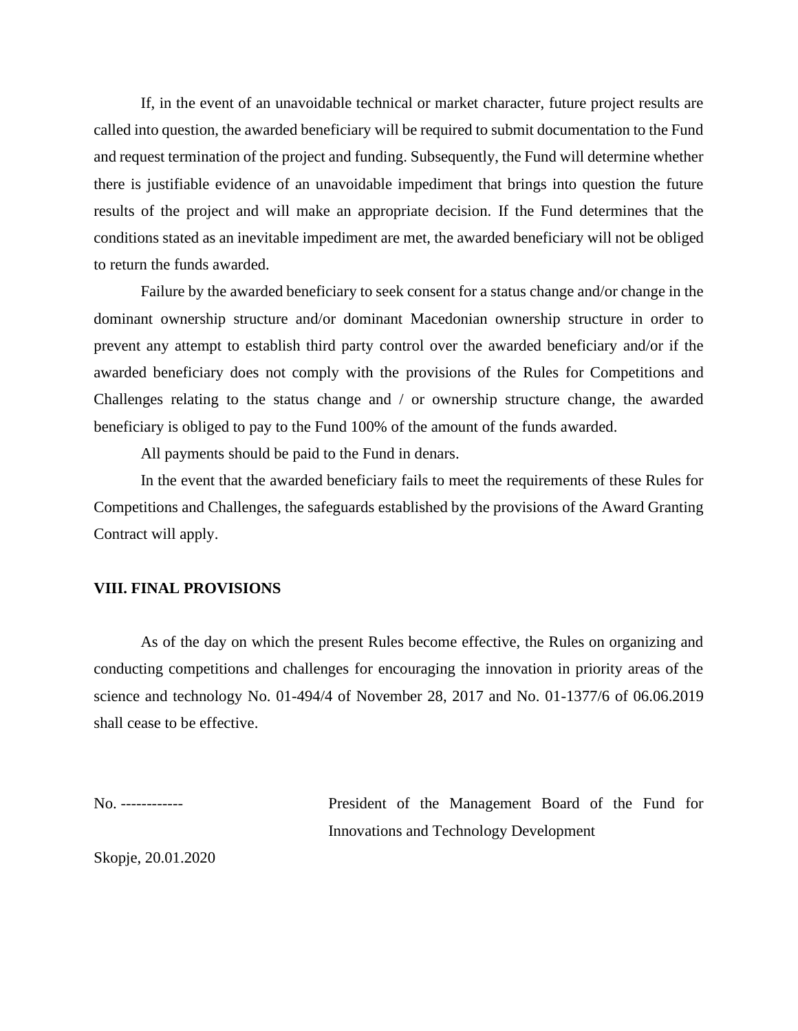If, in the event of an unavoidable technical or market character, future project results are called into question, the awarded beneficiary will be required to submit documentation to the Fund and request termination of the project and funding. Subsequently, the Fund will determine whether there is justifiable evidence of an unavoidable impediment that brings into question the future results of the project and will make an appropriate decision. If the Fund determines that the conditions stated as an inevitable impediment are met, the awarded beneficiary will not be obliged to return the funds awarded.

Failure by the awarded beneficiary to seek consent for a status change and/or change in the dominant ownership structure and/or dominant Macedonian ownership structure in order to prevent any attempt to establish third party control over the awarded beneficiary and/or if the awarded beneficiary does not comply with the provisions of the Rules for Competitions and Challenges relating to the status change and / or ownership structure change, the awarded beneficiary is obliged to pay to the Fund 100% of the amount of the funds awarded.

All payments should be paid to the Fund in denars.

In the event that the awarded beneficiary fails to meet the requirements of these Rules for Competitions and Challenges, the safeguards established by the provisions of the Award Granting Contract will apply.

## VIII. FINAL PROVISIONS

As of the day on which the present Rules become effective, the Rules on organizing and conducting competitions and challenges for encouraging the innovation in priority areas of the science and technology No. 01-494/4 of November 28, 2017 and No. 01-1377/6 of 06.06.2019 shall cease to be effective.

No. ------------

President of the Management Board of the Fund for Innovations and Technology Development

Skopje, 20.01.2020